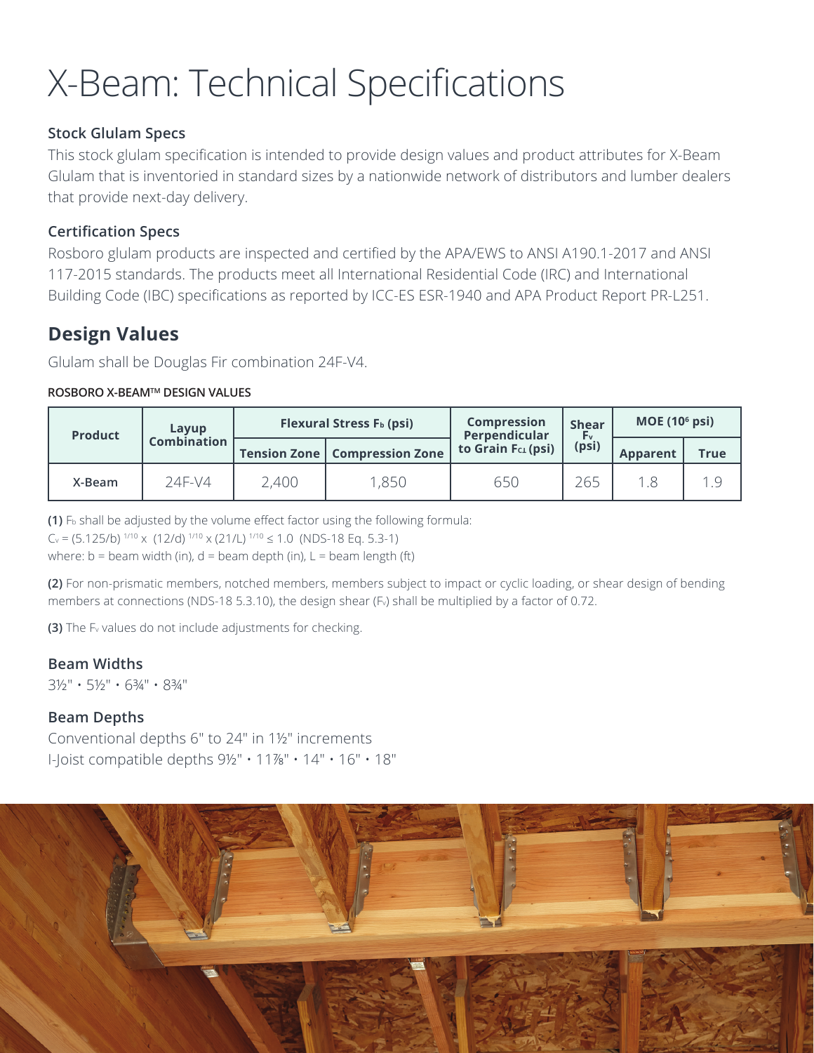# X-Beam: Technical Specifications

### Stock Glulam Specs

This stock glulam specification is intended to provide design values and product attributes for X-Beam Glulam that is inventoried in standard sizes by a nationwide network of distributors and lumber dealers that provide next-day delivery.

### Certification Specs

Rosboro glulam products are inspected and certified by the APA/EWS to ANSI A190.1-2017 and ANSI 117-2015 standards. The products meet all International Residential Code (IRC) and International Building Code (IBC) specifications as reported by ICC-ES ESR-1940 and APA Product Report PR-L251.

## Design Values

Glulam shall be Douglas Fir combination 24F-V4.

**ROSBORO X-BEAM™ DESIGN VALUES**

| Product | Layup Combination | Flexural Stress $F_b$ (psi) | | Compression Perpendicular to Grain $F_{c\perp}$ (psi) | Shear $F_v$ (psi) | MOE ($10^6$ psi) | |
|---|---|---|---|---|---|---|---|
| | | Tension Zone | Compression Zone | | | Apparent | True |
| X-Beam | 24F-V4 | 2,400 | 1,850 | 650 | 265 | 1.8 | 1.9 |

**(1)** $F_b$ shall be adjusted by the volume effect factor using the following formula:
$C_v = (5.125/b)^{1/10} \times (12/d)^{1/10} \times (21/L)^{1/10} \leq 1.0$ (NDS-18 Eq. 5.3-1)
where: b = beam width (in), d = beam depth (in), L = beam length (ft)

**(2)** For non-prismatic members, notched members, members subject to impact or cyclic loading, or shear design of bending members at connections (NDS-18 5.3.10), the design shear ($F_v$) shall be multiplied by a factor of 0.72.

**(3)** The $F_v$ values do not include adjustments for checking.

### Beam Widths

3½" • 5½" • 6¾" • 8¾"

### Beam Depths

Conventional depths 6" to 24" in 1½" increments
I-Joist compatible depths 9½" • 11⅞" • 14" • 16" • 18"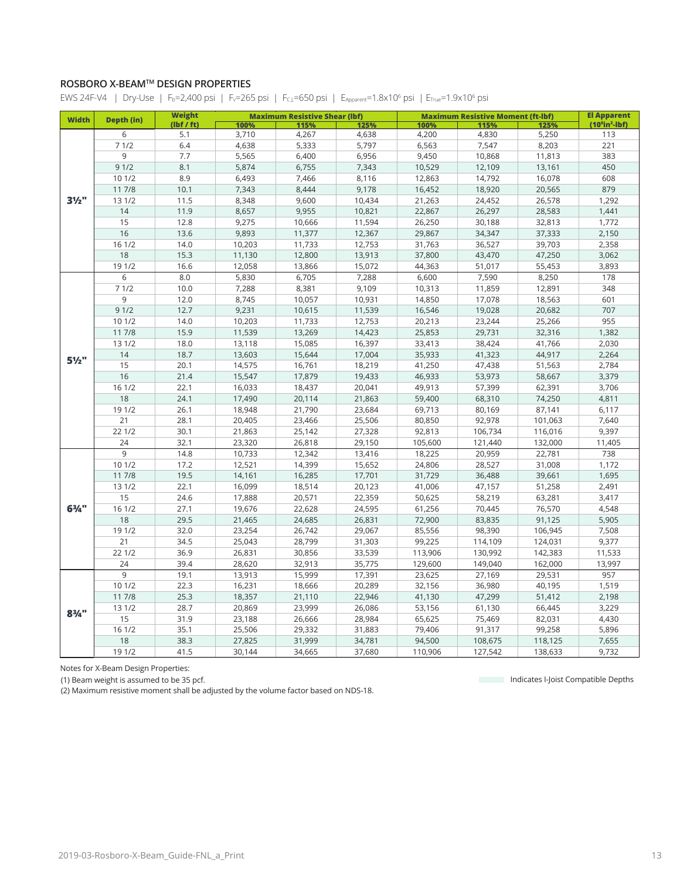## ROSBORO X-BEAM™ DESIGN PROPERTIES

EWS 24F-V4 | Dry-Use | $F_b$=2,400 psi | $F_v$=265 psi | $F_{c\perp}$=650 psi | $E_{Apparent}$=1.8x10[6] psi | $E_{True}$=1.9x10[6] psi

| Width | Depth (in) | Weight (lbf / ft) | Maximum Resistive Shear (lbf) | | | Maximum Resistive Moment (ft-lbf) | | | EI Apparent ($10^6$in²-lbf) |
|---|---|---|---|---|---|---|---|---|---|
| | | | 100% | 115% | 125% | 100% | 115% | 125% | |
| 3½" | 6 | 5.1 | 3,710 | 4,267 | 4,638 | 4,200 | 4,830 | 5,250 | 113 |
| | 7 1/2 | 6.4 | 4,638 | 5,333 | 5,797 | 6,563 | 7,547 | 8,203 | 221 |
| | 9 | 7.7 | 5,565 | 6,400 | 6,956 | 9,450 | 10,868 | 11,813 | 383 |
| | 9 1/2 | 8.1 | 5,874 | 6,755 | 7,343 | 10,529 | 12,109 | 13,161 | 450 |
| | 10 1/2 | 8.9 | 6,493 | 7,466 | 8,116 | 12,863 | 14,792 | 16,078 | 608 |
| | 11 7/8 | 10.1 | 7,343 | 8,444 | 9,178 | 16,452 | 18,920 | 20,565 | 879 |
| | 13 1/2 | 11.5 | 8,348 | 9,600 | 10,434 | 21,263 | 24,452 | 26,578 | 1,292 |
| | 14 | 11.9 | 8,657 | 9,955 | 10,821 | 22,867 | 26,297 | 28,583 | 1,441 |
| | 15 | 12.8 | 9,275 | 10,666 | 11,594 | 26,250 | 30,188 | 32,813 | 1,772 |
| | 16 | 13.6 | 9,893 | 11,377 | 12,367 | 29,867 | 34,347 | 37,333 | 2,150 |
| | 16 1/2 | 14.0 | 10,203 | 11,733 | 12,753 | 31,763 | 36,527 | 39,703 | 2,358 |
| | 18 | 15.3 | 11,130 | 12,800 | 13,913 | 37,800 | 43,470 | 47,250 | 3,062 |
| | 19 1/2 | 16.6 | 12,058 | 13,866 | 15,072 | 44,363 | 51,017 | 55,453 | 3,893 |
| 5½" | 6 | 8.0 | 5,830 | 6,705 | 7,288 | 6,600 | 7,590 | 8,250 | 178 |
| | 7 1/2 | 10.0 | 7,288 | 8,381 | 9,109 | 10,313 | 11,859 | 12,891 | 348 |
| | 9 | 12.0 | 8,745 | 10,057 | 10,931 | 14,850 | 17,078 | 18,563 | 601 |
| | 9 1/2 | 12.7 | 9,231 | 10,615 | 11,539 | 16,546 | 19,028 | 20,682 | 707 |
| | 10 1/2 | 14.0 | 10,203 | 11,733 | 12,753 | 20,213 | 23,244 | 25,266 | 955 |
| | 11 7/8 | 15.9 | 11,539 | 13,269 | 14,423 | 25,853 | 29,731 | 32,316 | 1,382 |
| | 13 1/2 | 18.0 | 13,118 | 15,085 | 16,397 | 33,413 | 38,424 | 41,766 | 2,030 |
| | 14 | 18.7 | 13,603 | 15,644 | 17,004 | 35,933 | 41,323 | 44,917 | 2,264 |
| | 15 | 20.1 | 14,575 | 16,761 | 18,219 | 41,250 | 47,438 | 51,563 | 2,784 |
| | 16 | 21.4 | 15,547 | 17,879 | 19,433 | 46,933 | 53,973 | 58,667 | 3,379 |
| | 16 1/2 | 22.1 | 16,033 | 18,437 | 20,041 | 49,913 | 57,399 | 62,391 | 3,706 |
| | 18 | 24.1 | 17,490 | 20,114 | 21,863 | 59,400 | 68,310 | 74,250 | 4,811 |
| | 19 1/2 | 26.1 | 18,948 | 21,790 | 23,684 | 69,713 | 80,169 | 87,141 | 6,117 |
| | 21 | 28.1 | 20,405 | 23,466 | 25,506 | 80,850 | 92,978 | 101,063 | 7,640 |
| | 22 1/2 | 30.1 | 21,863 | 25,142 | 27,328 | 92,813 | 106,734 | 116,016 | 9,397 |
| | 24 | 32.1 | 23,320 | 26,818 | 29,150 | 105,600 | 121,440 | 132,000 | 11,405 |
| 6¾" | 9 | 14.8 | 10,733 | 12,342 | 13,416 | 18,225 | 20,959 | 22,781 | 738 |
| | 10 1/2 | 17.2 | 12,521 | 14,399 | 15,652 | 24,806 | 28,527 | 31,008 | 1,172 |
| | 11 7/8 | 19.5 | 14,161 | 16,285 | 17,701 | 31,729 | 36,488 | 39,661 | 1,695 |
| | 13 1/2 | 22.1 | 16,099 | 18,514 | 20,123 | 41,006 | 47,157 | 51,258 | 2,491 |
| | 15 | 24.6 | 17,888 | 20,571 | 22,359 | 50,625 | 58,219 | 63,281 | 3,417 |
| | 16 1/2 | 27.1 | 19,676 | 22,628 | 24,595 | 61,256 | 70,445 | 76,570 | 4,548 |
| | 18 | 29.5 | 21,465 | 24,685 | 26,831 | 72,900 | 83,835 | 91,125 | 5,905 |
| | 19 1/2 | 32.0 | 23,254 | 26,742 | 29,067 | 85,556 | 98,390 | 106,945 | 7,508 |
| | 21 | 34.5 | 25,043 | 28,799 | 31,303 | 99,225 | 114,109 | 124,031 | 9,377 |
| | 22 1/2 | 36.9 | 26,831 | 30,856 | 33,539 | 113,906 | 130,992 | 142,383 | 11,533 |
| | 24 | 39.4 | 28,620 | 32,913 | 35,775 | 129,600 | 149,040 | 162,000 | 13,997 |
| 8¾" | 9 | 19.1 | 13,913 | 15,999 | 17,391 | 23,625 | 27,169 | 29,531 | 957 |
| | 10 1/2 | 22.3 | 16,231 | 18,666 | 20,289 | 32,156 | 36,980 | 40,195 | 1,519 |
| | 11 7/8 | 25.3 | 18,357 | 21,110 | 22,946 | 41,130 | 47,299 | 51,412 | 2,198 |
| | 13 1/2 | 28.7 | 20,869 | 23,999 | 26,086 | 53,156 | 61,130 | 66,445 | 3,229 |
| | 15 | 31.9 | 23,188 | 26,666 | 28,984 | 65,625 | 75,469 | 82,031 | 4,430 |
| | 16 1/2 | 35.1 | 25,506 | 29,332 | 31,883 | 79,406 | 91,317 | 99,258 | 5,896 |
| | 18 | 38.3 | 27,825 | 31,999 | 34,781 | 94,500 | 108,675 | 118,125 | 7,655 |
| | 19 1/2 | 41.5 | 30,144 | 34,665 | 37,680 | 110,906 | 127,542 | 138,633 | 9,732 |

Notes for X-Beam Design Properties:

(1) Beam weight is assumed to be 35 pcf.

(2) Maximum resistive moment shall be adjusted by the volume factor based on NDS-18.

Indicates I-Joist Compatible Depths